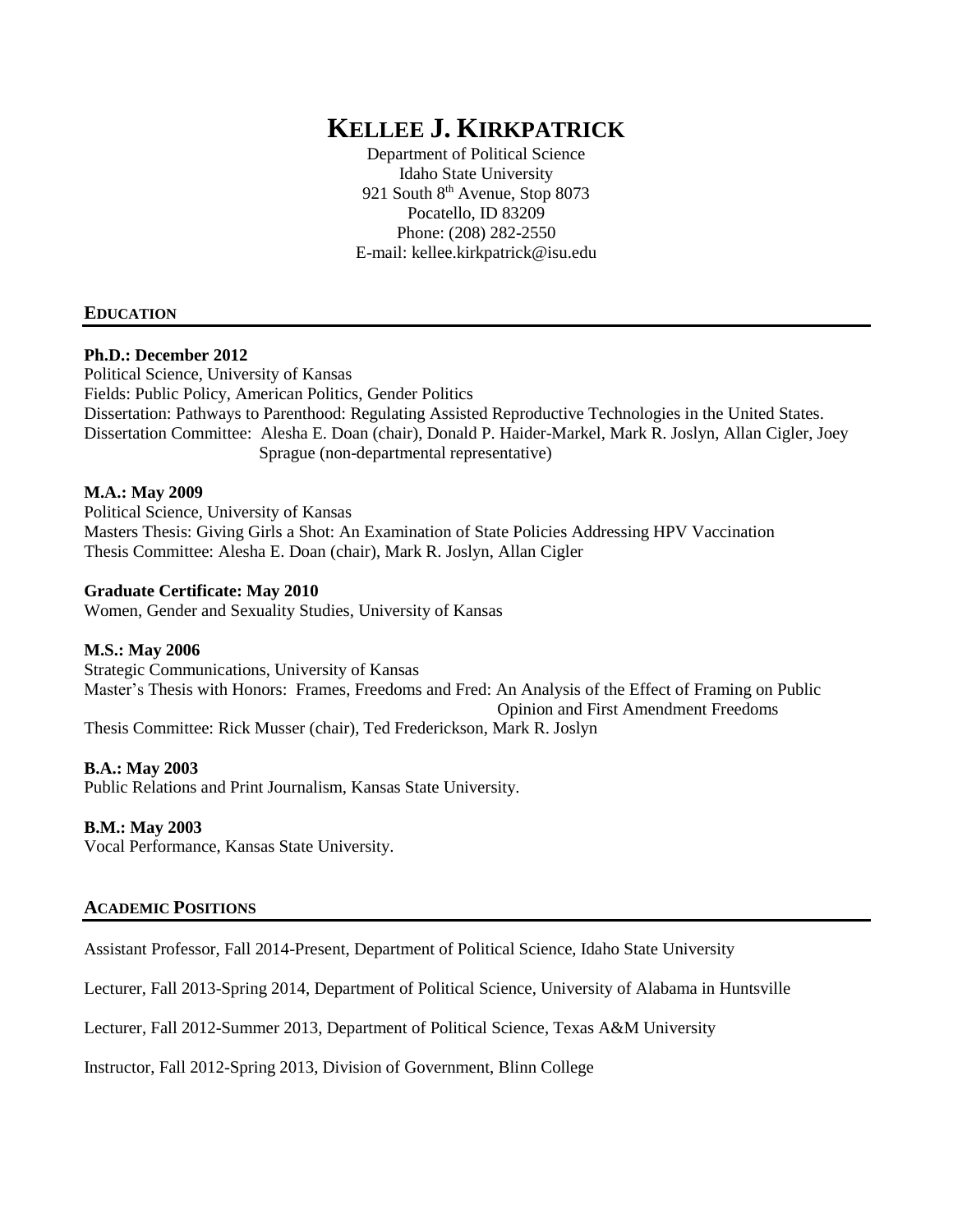# KELLEE J. KIRKPATRICK

Department of Political Science
Idaho State University
921 South 8th Avenue, Stop 8073
Pocatello, ID 83209
Phone: (208) 282-2550
E-mail: kellee.kirkpatrick@isu.edu

## EDUCATION

**Ph.D.: December 2012**
Political Science, University of Kansas
Fields: Public Policy, American Politics, Gender Politics
Dissertation: Pathways to Parenthood: Regulating Assisted Reproductive Technologies in the United States.
Dissertation Committee: Alesha E. Doan (chair), Donald P. Haider-Markel, Mark R. Joslyn, Allan Cigler, Joey Sprague (non-departmental representative)

**M.A.: May 2009**
Political Science, University of Kansas
Masters Thesis: Giving Girls a Shot: An Examination of State Policies Addressing HPV Vaccination
Thesis Committee: Alesha E. Doan (chair), Mark R. Joslyn, Allan Cigler

**Graduate Certificate: May 2010**
Women, Gender and Sexuality Studies, University of Kansas

**M.S.: May 2006**
Strategic Communications, University of Kansas
Master's Thesis with Honors: Frames, Freedoms and Fred: An Analysis of the Effect of Framing on Public Opinion and First Amendment Freedoms
Thesis Committee: Rick Musser (chair), Ted Frederickson, Mark R. Joslyn

**B.A.: May 2003**
Public Relations and Print Journalism, Kansas State University.

**B.M.: May 2003**
Vocal Performance, Kansas State University.

## ACADEMIC POSITIONS

Assistant Professor, Fall 2014-Present, Department of Political Science, Idaho State University

Lecturer, Fall 2013-Spring 2014, Department of Political Science, University of Alabama in Huntsville

Lecturer, Fall 2012-Summer 2013, Department of Political Science, Texas A&M University

Instructor, Fall 2012-Spring 2013, Division of Government, Blinn College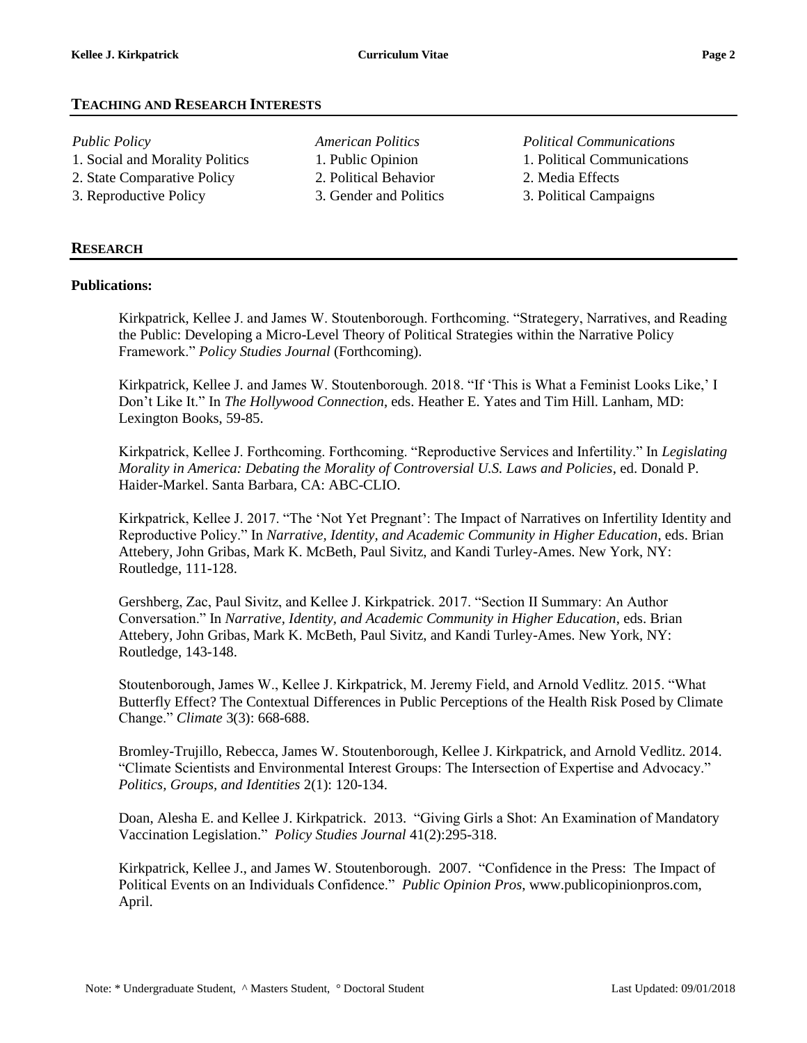## TEACHING AND RESEARCH INTERESTS

*Public Policy*
1. Social and Morality Politics
2. State Comparative Policy
3. Reproductive Policy

*American Politics*
1. Public Opinion
2. Political Behavior
3. Gender and Politics

*Political Communications*
1. Political Communications
2. Media Effects
3. Political Campaigns

## RESEARCH

### Publications:

Kirkpatrick, Kellee J. and James W. Stoutenborough. Forthcoming. "Strategery, Narratives, and Reading the Public: Developing a Micro-Level Theory of Political Strategies within the Narrative Policy Framework." *Policy Studies Journal* (Forthcoming).

Kirkpatrick, Kellee J. and James W. Stoutenborough. 2018. "If 'This is What a Feminist Looks Like,' I Don't Like It." In *The Hollywood Connection*, eds. Heather E. Yates and Tim Hill. Lanham, MD: Lexington Books, 59-85.

Kirkpatrick, Kellee J. Forthcoming. Forthcoming. "Reproductive Services and Infertility." In *Legislating Morality in America: Debating the Morality of Controversial U.S. Laws and Policies*, ed. Donald P. Haider-Markel. Santa Barbara, CA: ABC-CLIO.

Kirkpatrick, Kellee J. 2017. "The 'Not Yet Pregnant': The Impact of Narratives on Infertility Identity and Reproductive Policy." In *Narrative, Identity, and Academic Community in Higher Education*, eds. Brian Attebery, John Gribas, Mark K. McBeth, Paul Sivitz, and Kandi Turley-Ames. New York, NY: Routledge, 111-128.

Gershberg, Zac, Paul Sivitz, and Kellee J. Kirkpatrick. 2017. "Section II Summary: An Author Conversation." In *Narrative, Identity, and Academic Community in Higher Education*, eds. Brian Attebery, John Gribas, Mark K. McBeth, Paul Sivitz, and Kandi Turley-Ames. New York, NY: Routledge, 143-148.

Stoutenborough, James W., Kellee J. Kirkpatrick, M. Jeremy Field, and Arnold Vedlitz. 2015. "What Butterfly Effect? The Contextual Differences in Public Perceptions of the Health Risk Posed by Climate Change." *Climate* 3(3): 668-688.

Bromley-Trujillo, Rebecca, James W. Stoutenborough, Kellee J. Kirkpatrick, and Arnold Vedlitz. 2014. "Climate Scientists and Environmental Interest Groups: The Intersection of Expertise and Advocacy." *Politics, Groups, and Identities* 2(1): 120-134.

Doan, Alesha E. and Kellee J. Kirkpatrick. 2013. "Giving Girls a Shot: An Examination of Mandatory Vaccination Legislation." *Policy Studies Journal* 41(2):295-318.

Kirkpatrick, Kellee J., and James W. Stoutenborough. 2007. "Confidence in the Press: The Impact of Political Events on an Individuals Confidence." *Public Opinion Pros*, www.publicopinionpros.com, April.

Note: * Undergraduate Student, ^ Masters Student, ° Doctoral Student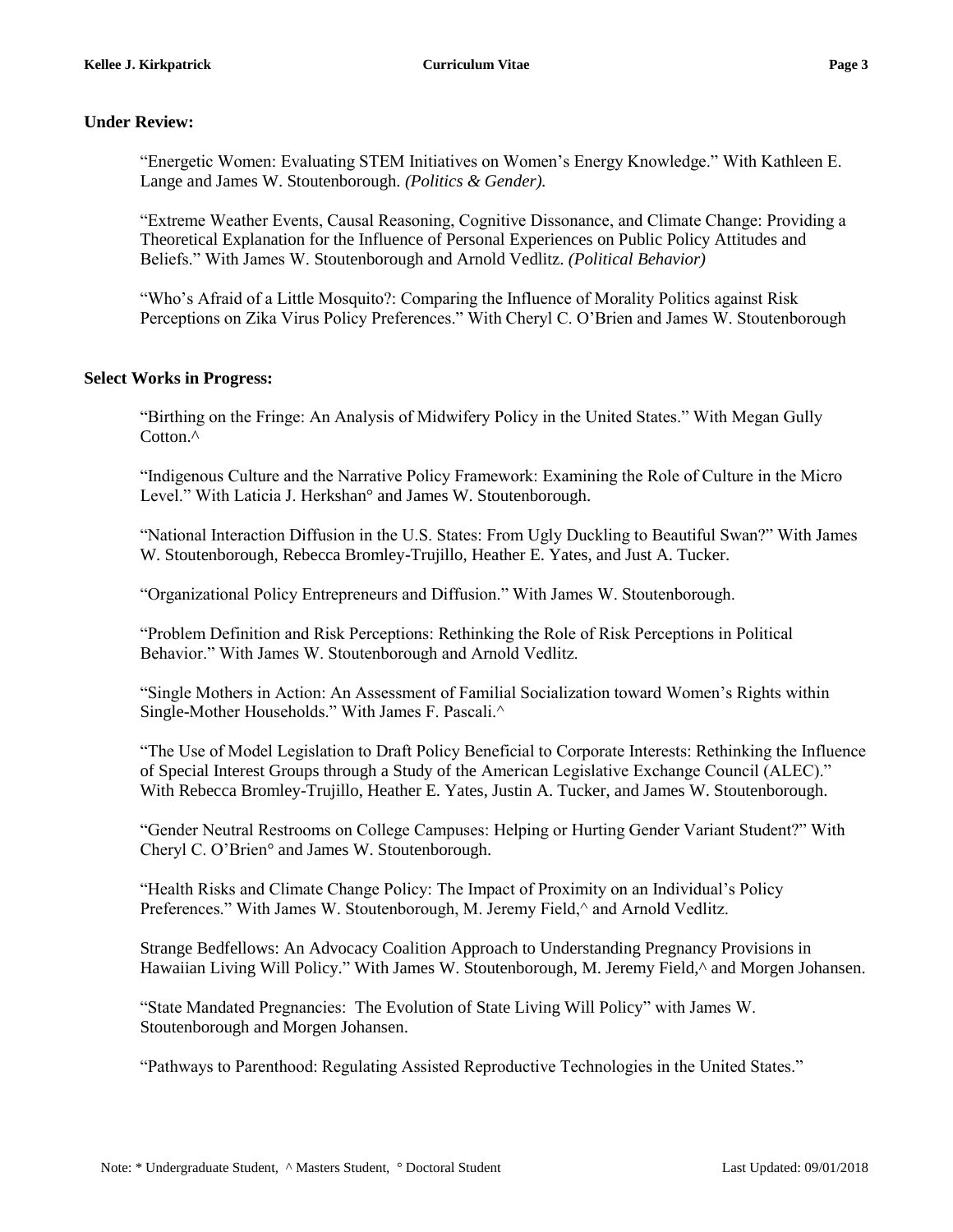### Under Review:

"Energetic Women: Evaluating STEM Initiatives on Women's Energy Knowledge." With Kathleen E. Lange and James W. Stoutenborough. *(Politics & Gender).*

"Extreme Weather Events, Causal Reasoning, Cognitive Dissonance, and Climate Change: Providing a Theoretical Explanation for the Influence of Personal Experiences on Public Policy Attitudes and Beliefs." With James W. Stoutenborough and Arnold Vedlitz. *(Political Behavior)*

"Who's Afraid of a Little Mosquito?: Comparing the Influence of Morality Politics against Risk Perceptions on Zika Virus Policy Preferences." With Cheryl C. O'Brien and James W. Stoutenborough

### Select Works in Progress:

"Birthing on the Fringe: An Analysis of Midwifery Policy in the United States." With Megan Gully Cotton.^

"Indigenous Culture and the Narrative Policy Framework: Examining the Role of Culture in the Micro Level." With Laticia J. Herkshan° and James W. Stoutenborough.

"National Interaction Diffusion in the U.S. States: From Ugly Duckling to Beautiful Swan?" With James W. Stoutenborough, Rebecca Bromley-Trujillo, Heather E. Yates, and Just A. Tucker.

"Organizational Policy Entrepreneurs and Diffusion." With James W. Stoutenborough.

"Problem Definition and Risk Perceptions: Rethinking the Role of Risk Perceptions in Political Behavior." With James W. Stoutenborough and Arnold Vedlitz.

"Single Mothers in Action: An Assessment of Familial Socialization toward Women's Rights within Single-Mother Households." With James F. Pascali.^

"The Use of Model Legislation to Draft Policy Beneficial to Corporate Interests: Rethinking the Influence of Special Interest Groups through a Study of the American Legislative Exchange Council (ALEC)." With Rebecca Bromley-Trujillo, Heather E. Yates, Justin A. Tucker, and James W. Stoutenborough.

"Gender Neutral Restrooms on College Campuses: Helping or Hurting Gender Variant Student?" With Cheryl C. O'Brien° and James W. Stoutenborough.

"Health Risks and Climate Change Policy: The Impact of Proximity on an Individual's Policy Preferences." With James W. Stoutenborough, M. Jeremy Field,^ and Arnold Vedlitz.

Strange Bedfellows: An Advocacy Coalition Approach to Understanding Pregnancy Provisions in Hawaiian Living Will Policy." With James W. Stoutenborough, M. Jeremy Field,^ and Morgen Johansen.

"State Mandated Pregnancies: The Evolution of State Living Will Policy" with James W. Stoutenborough and Morgen Johansen.

"Pathways to Parenthood: Regulating Assisted Reproductive Technologies in the United States."

Note: * Undergraduate Student, ^ Masters Student, ° Doctoral Student

Last Updated: 09/01/2018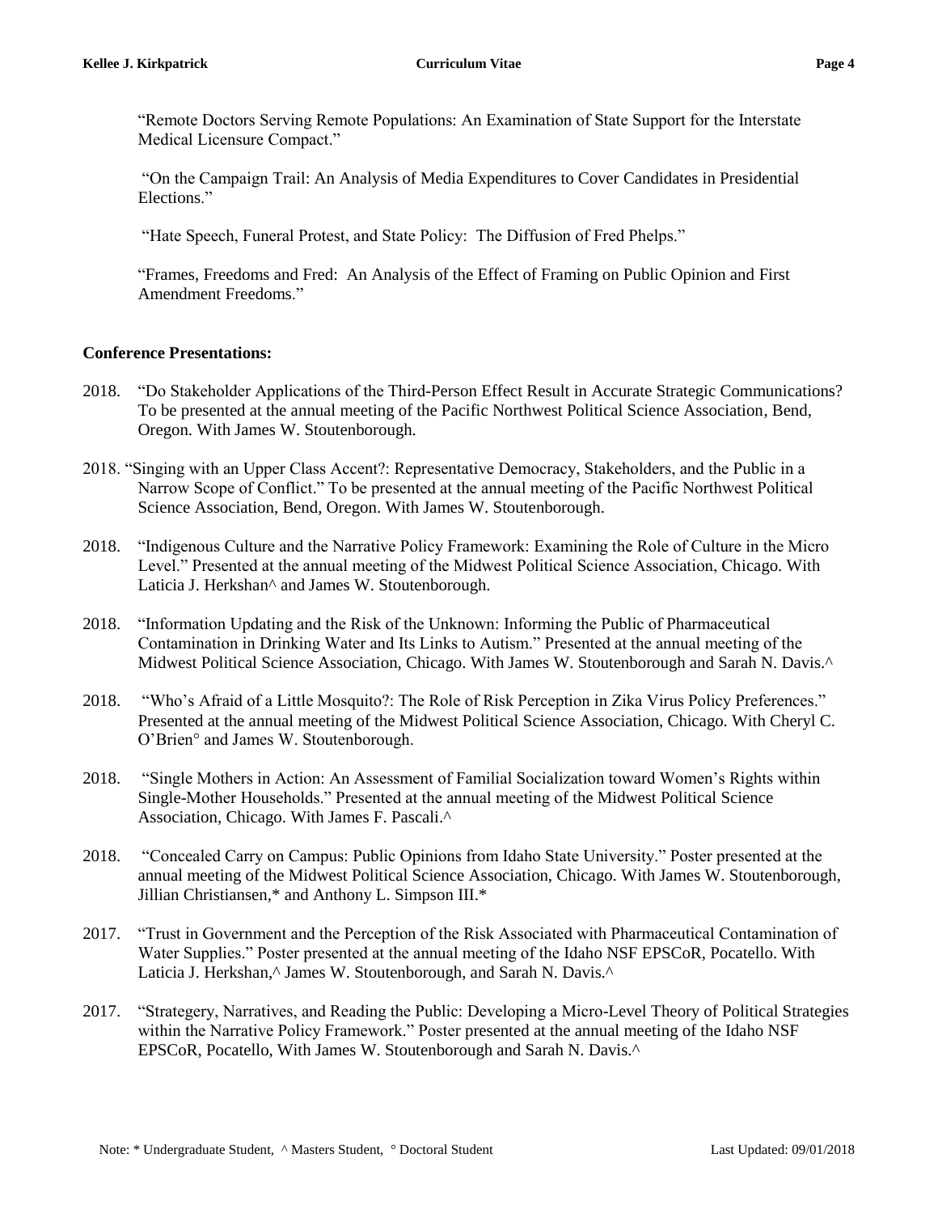"Remote Doctors Serving Remote Populations: An Examination of State Support for the Interstate Medical Licensure Compact."

"On the Campaign Trail: An Analysis of Media Expenditures to Cover Candidates in Presidential Elections."

"Hate Speech, Funeral Protest, and State Policy: The Diffusion of Fred Phelps."

"Frames, Freedoms and Fred: An Analysis of the Effect of Framing on Public Opinion and First Amendment Freedoms."

**Conference Presentations:**

2018. "Do Stakeholder Applications of the Third-Person Effect Result in Accurate Strategic Communications? To be presented at the annual meeting of the Pacific Northwest Political Science Association, Bend, Oregon. With James W. Stoutenborough.

2018. "Singing with an Upper Class Accent?: Representative Democracy, Stakeholders, and the Public in a Narrow Scope of Conflict." To be presented at the annual meeting of the Pacific Northwest Political Science Association, Bend, Oregon. With James W. Stoutenborough.

2018. "Indigenous Culture and the Narrative Policy Framework: Examining the Role of Culture in the Micro Level." Presented at the annual meeting of the Midwest Political Science Association, Chicago. With Laticia J. Herkshan^ and James W. Stoutenborough.

2018. "Information Updating and the Risk of the Unknown: Informing the Public of Pharmaceutical Contamination in Drinking Water and Its Links to Autism." Presented at the annual meeting of the Midwest Political Science Association, Chicago. With James W. Stoutenborough and Sarah N. Davis.^

2018. "Who's Afraid of a Little Mosquito?: The Role of Risk Perception in Zika Virus Policy Preferences." Presented at the annual meeting of the Midwest Political Science Association, Chicago. With Cheryl C. O'Brien° and James W. Stoutenborough.

2018. "Single Mothers in Action: An Assessment of Familial Socialization toward Women's Rights within Single-Mother Households." Presented at the annual meeting of the Midwest Political Science Association, Chicago. With James F. Pascali.^

2018. "Concealed Carry on Campus: Public Opinions from Idaho State University." Poster presented at the annual meeting of the Midwest Political Science Association, Chicago. With James W. Stoutenborough, Jillian Christiansen,* and Anthony L. Simpson III.*

2017. "Trust in Government and the Perception of the Risk Associated with Pharmaceutical Contamination of Water Supplies." Poster presented at the annual meeting of the Idaho NSF EPSCoR, Pocatello. With Laticia J. Herkshan,^ James W. Stoutenborough, and Sarah N. Davis.^

2017. "Strategery, Narratives, and Reading the Public: Developing a Micro-Level Theory of Political Strategies within the Narrative Policy Framework." Poster presented at the annual meeting of the Idaho NSF EPSCoR, Pocatello, With James W. Stoutenborough and Sarah N. Davis.^

Note: * Undergraduate Student, ^ Masters Student, ° Doctoral Student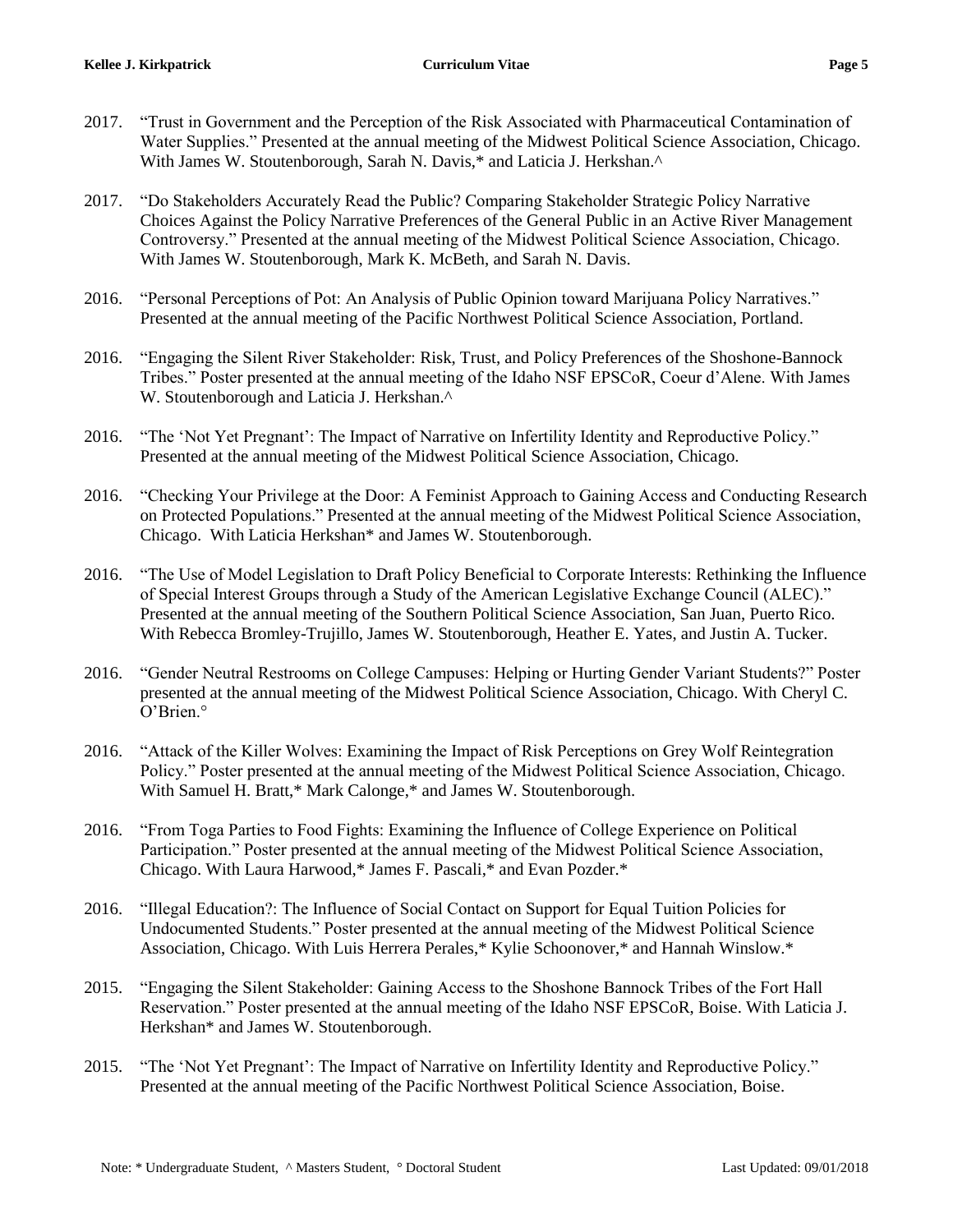2017. "Trust in Government and the Perception of the Risk Associated with Pharmaceutical Contamination of Water Supplies." Presented at the annual meeting of the Midwest Political Science Association, Chicago. With James W. Stoutenborough, Sarah N. Davis,* and Laticia J. Herkshan.^

2017. "Do Stakeholders Accurately Read the Public? Comparing Stakeholder Strategic Policy Narrative Choices Against the Policy Narrative Preferences of the General Public in an Active River Management Controversy." Presented at the annual meeting of the Midwest Political Science Association, Chicago. With James W. Stoutenborough, Mark K. McBeth, and Sarah N. Davis.

2016. "Personal Perceptions of Pot: An Analysis of Public Opinion toward Marijuana Policy Narratives." Presented at the annual meeting of the Pacific Northwest Political Science Association, Portland.

2016. "Engaging the Silent River Stakeholder: Risk, Trust, and Policy Preferences of the Shoshone-Bannock Tribes." Poster presented at the annual meeting of the Idaho NSF EPSCoR, Coeur d'Alene. With James W. Stoutenborough and Laticia J. Herkshan.^

2016. "The 'Not Yet Pregnant': The Impact of Narrative on Infertility Identity and Reproductive Policy." Presented at the annual meeting of the Midwest Political Science Association, Chicago.

2016. "Checking Your Privilege at the Door: A Feminist Approach to Gaining Access and Conducting Research on Protected Populations." Presented at the annual meeting of the Midwest Political Science Association, Chicago. With Laticia Herkshan* and James W. Stoutenborough.

2016. "The Use of Model Legislation to Draft Policy Beneficial to Corporate Interests: Rethinking the Influence of Special Interest Groups through a Study of the American Legislative Exchange Council (ALEC)." Presented at the annual meeting of the Southern Political Science Association, San Juan, Puerto Rico. With Rebecca Bromley-Trujillo, James W. Stoutenborough, Heather E. Yates, and Justin A. Tucker.

2016. "Gender Neutral Restrooms on College Campuses: Helping or Hurting Gender Variant Students?" Poster presented at the annual meeting of the Midwest Political Science Association, Chicago. With Cheryl C. O'Brien.°

2016. "Attack of the Killer Wolves: Examining the Impact of Risk Perceptions on Grey Wolf Reintegration Policy." Poster presented at the annual meeting of the Midwest Political Science Association, Chicago. With Samuel H. Bratt,* Mark Calonge,* and James W. Stoutenborough.

2016. "From Toga Parties to Food Fights: Examining the Influence of College Experience on Political Participation." Poster presented at the annual meeting of the Midwest Political Science Association, Chicago. With Laura Harwood,* James F. Pascali,* and Evan Pozder.*

2016. "Illegal Education?: The Influence of Social Contact on Support for Equal Tuition Policies for Undocumented Students." Poster presented at the annual meeting of the Midwest Political Science Association, Chicago. With Luis Herrera Perales,* Kylie Schoonover,* and Hannah Winslow.*

2015. "Engaging the Silent Stakeholder: Gaining Access to the Shoshone Bannock Tribes of the Fort Hall Reservation." Poster presented at the annual meeting of the Idaho NSF EPSCoR, Boise. With Laticia J. Herkshan* and James W. Stoutenborough.

2015. "The 'Not Yet Pregnant': The Impact of Narrative on Infertility Identity and Reproductive Policy." Presented at the annual meeting of the Pacific Northwest Political Science Association, Boise.

Note: * Undergraduate Student, ^ Masters Student, ° Doctoral Student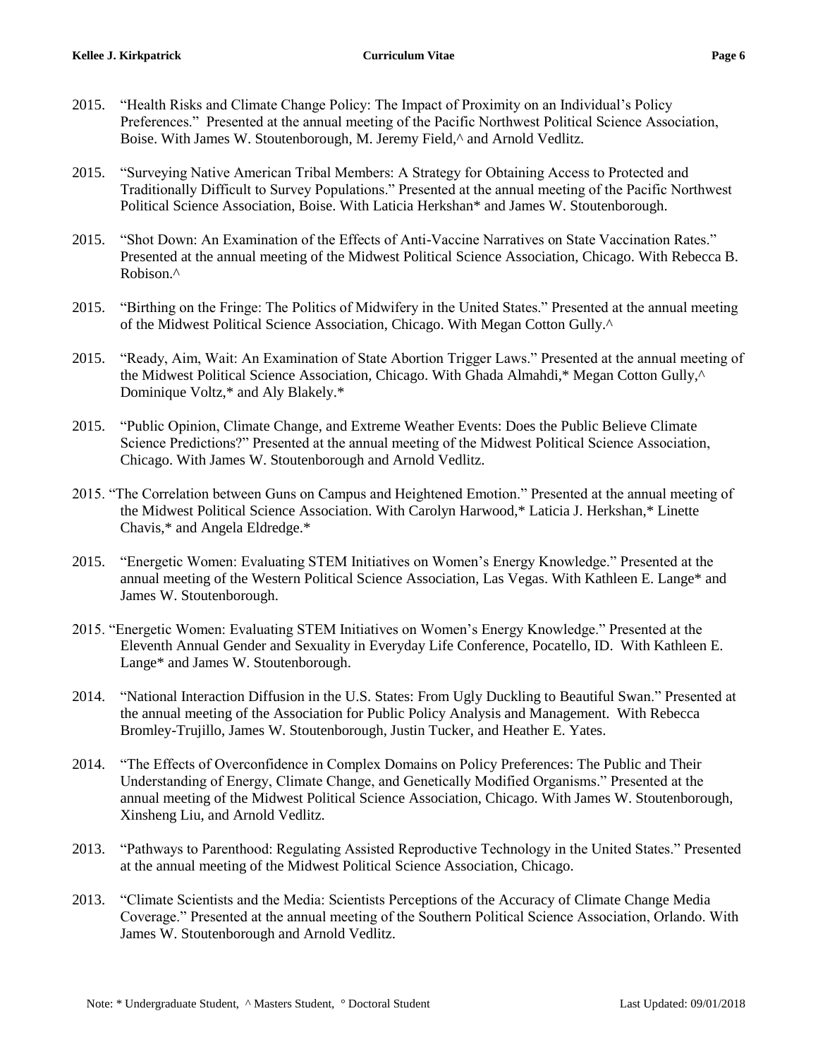2015. "Health Risks and Climate Change Policy: The Impact of Proximity on an Individual's Policy Preferences." Presented at the annual meeting of the Pacific Northwest Political Science Association, Boise. With James W. Stoutenborough, M. Jeremy Field,^ and Arnold Vedlitz.

2015. "Surveying Native American Tribal Members: A Strategy for Obtaining Access to Protected and Traditionally Difficult to Survey Populations." Presented at the annual meeting of the Pacific Northwest Political Science Association, Boise. With Laticia Herkshan* and James W. Stoutenborough.

2015. "Shot Down: An Examination of the Effects of Anti-Vaccine Narratives on State Vaccination Rates." Presented at the annual meeting of the Midwest Political Science Association, Chicago. With Rebecca B. Robison.^

2015. "Birthing on the Fringe: The Politics of Midwifery in the United States." Presented at the annual meeting of the Midwest Political Science Association, Chicago. With Megan Cotton Gully.^

2015. "Ready, Aim, Wait: An Examination of State Abortion Trigger Laws." Presented at the annual meeting of the Midwest Political Science Association, Chicago. With Ghada Almahdi,* Megan Cotton Gully,^ Dominique Voltz,* and Aly Blakely.*

2015. "Public Opinion, Climate Change, and Extreme Weather Events: Does the Public Believe Climate Science Predictions?" Presented at the annual meeting of the Midwest Political Science Association, Chicago. With James W. Stoutenborough and Arnold Vedlitz.

2015. "The Correlation between Guns on Campus and Heightened Emotion." Presented at the annual meeting of the Midwest Political Science Association. With Carolyn Harwood,* Laticia J. Herkshan,* Linette Chavis,* and Angela Eldredge.*

2015. "Energetic Women: Evaluating STEM Initiatives on Women's Energy Knowledge." Presented at the annual meeting of the Western Political Science Association, Las Vegas. With Kathleen E. Lange* and James W. Stoutenborough.

2015. "Energetic Women: Evaluating STEM Initiatives on Women's Energy Knowledge." Presented at the Eleventh Annual Gender and Sexuality in Everyday Life Conference, Pocatello, ID. With Kathleen E. Lange* and James W. Stoutenborough.

2014. "National Interaction Diffusion in the U.S. States: From Ugly Duckling to Beautiful Swan." Presented at the annual meeting of the Association for Public Policy Analysis and Management. With Rebecca Bromley-Trujillo, James W. Stoutenborough, Justin Tucker, and Heather E. Yates.

2014. "The Effects of Overconfidence in Complex Domains on Policy Preferences: The Public and Their Understanding of Energy, Climate Change, and Genetically Modified Organisms." Presented at the annual meeting of the Midwest Political Science Association, Chicago. With James W. Stoutenborough, Xinsheng Liu, and Arnold Vedlitz.

2013. "Pathways to Parenthood: Regulating Assisted Reproductive Technology in the United States." Presented at the annual meeting of the Midwest Political Science Association, Chicago.

2013. "Climate Scientists and the Media: Scientists Perceptions of the Accuracy of Climate Change Media Coverage." Presented at the annual meeting of the Southern Political Science Association, Orlando. With James W. Stoutenborough and Arnold Vedlitz.

Note: * Undergraduate Student, ^ Masters Student, ° Doctoral Student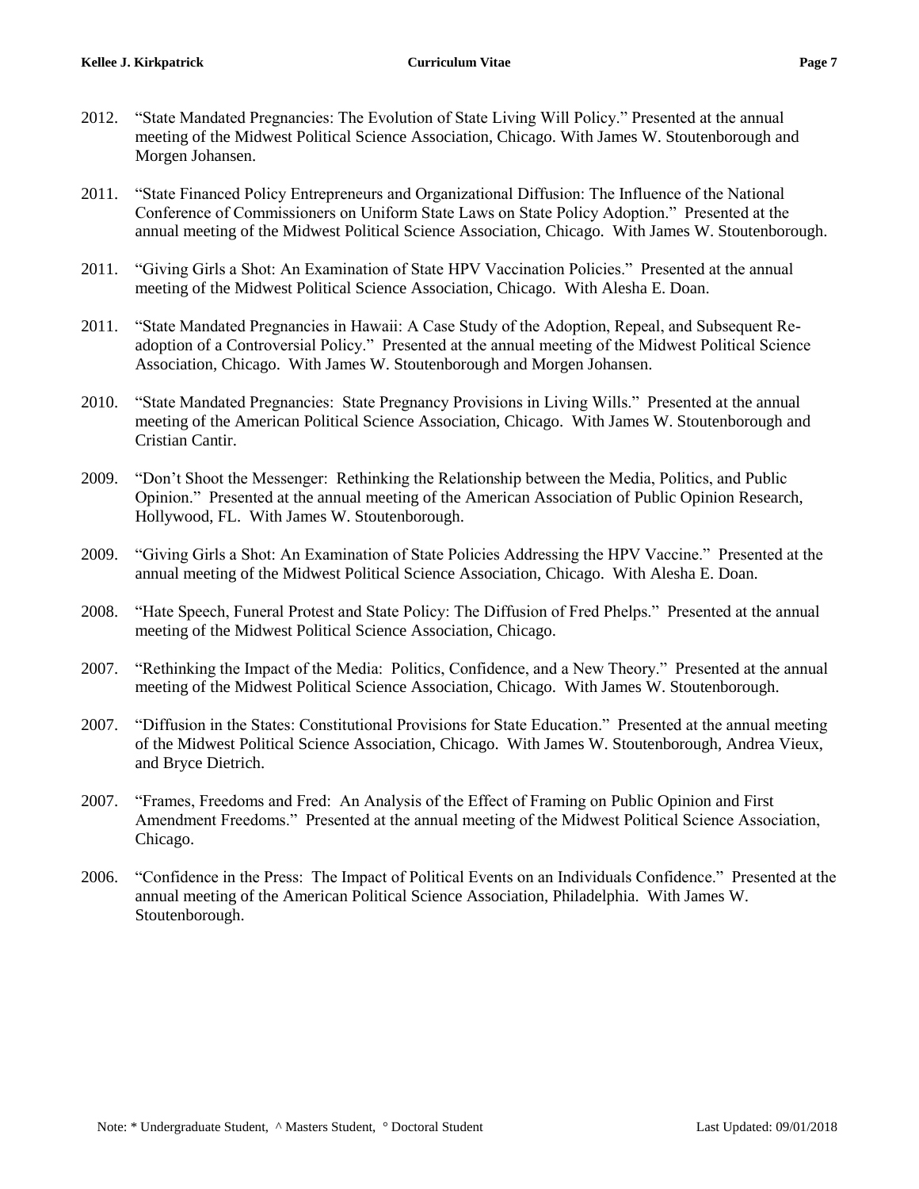2012. "State Mandated Pregnancies: The Evolution of State Living Will Policy." Presented at the annual meeting of the Midwest Political Science Association, Chicago. With James W. Stoutenborough and Morgen Johansen.

2011. "State Financed Policy Entrepreneurs and Organizational Diffusion: The Influence of the National Conference of Commissioners on Uniform State Laws on State Policy Adoption." Presented at the annual meeting of the Midwest Political Science Association, Chicago. With James W. Stoutenborough.

2011. "Giving Girls a Shot: An Examination of State HPV Vaccination Policies." Presented at the annual meeting of the Midwest Political Science Association, Chicago. With Alesha E. Doan.

2011. "State Mandated Pregnancies in Hawaii: A Case Study of the Adoption, Repeal, and Subsequent Re-adoption of a Controversial Policy." Presented at the annual meeting of the Midwest Political Science Association, Chicago. With James W. Stoutenborough and Morgen Johansen.

2010. "State Mandated Pregnancies: State Pregnancy Provisions in Living Wills." Presented at the annual meeting of the American Political Science Association, Chicago. With James W. Stoutenborough and Cristian Cantir.

2009. "Don't Shoot the Messenger: Rethinking the Relationship between the Media, Politics, and Public Opinion." Presented at the annual meeting of the American Association of Public Opinion Research, Hollywood, FL. With James W. Stoutenborough.

2009. "Giving Girls a Shot: An Examination of State Policies Addressing the HPV Vaccine." Presented at the annual meeting of the Midwest Political Science Association, Chicago. With Alesha E. Doan.

2008. "Hate Speech, Funeral Protest and State Policy: The Diffusion of Fred Phelps." Presented at the annual meeting of the Midwest Political Science Association, Chicago.

2007. "Rethinking the Impact of the Media: Politics, Confidence, and a New Theory." Presented at the annual meeting of the Midwest Political Science Association, Chicago. With James W. Stoutenborough.

2007. "Diffusion in the States: Constitutional Provisions for State Education." Presented at the annual meeting of the Midwest Political Science Association, Chicago. With James W. Stoutenborough, Andrea Vieux, and Bryce Dietrich.

2007. "Frames, Freedoms and Fred: An Analysis of the Effect of Framing on Public Opinion and First Amendment Freedoms." Presented at the annual meeting of the Midwest Political Science Association, Chicago.

2006. "Confidence in the Press: The Impact of Political Events on an Individuals Confidence." Presented at the annual meeting of the American Political Science Association, Philadelphia. With James W. Stoutenborough.

Note: * Undergraduate Student, ^ Masters Student, ° Doctoral Student

Last Updated: 09/01/2018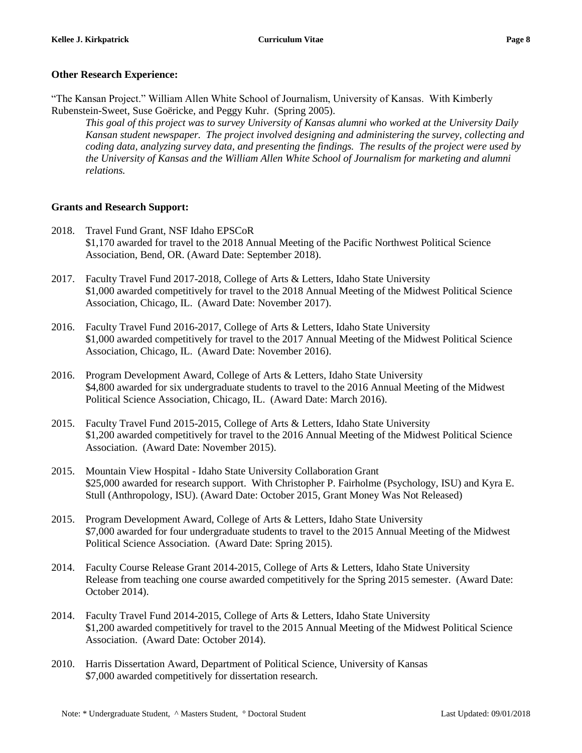**Other Research Experience:**

"The Kansan Project." William Allen White School of Journalism, University of Kansas. With Kimberly Rubenstein-Sweet, Suse Goëricke, and Peggy Kuhr. (Spring 2005).

*This goal of this project was to survey University of Kansas alumni who worked at the University Daily Kansan student newspaper. The project involved designing and administering the survey, collecting and coding data, analyzing survey data, and presenting the findings. The results of the project were used by the University of Kansas and the William Allen White School of Journalism for marketing and alumni relations.*

**Grants and Research Support:**

2018. Travel Fund Grant, NSF Idaho EPSCoR
$1,170 awarded for travel to the 2018 Annual Meeting of the Pacific Northwest Political Science Association, Bend, OR. (Award Date: September 2018).

2017. Faculty Travel Fund 2017-2018, College of Arts & Letters, Idaho State University
$1,000 awarded competitively for travel to the 2018 Annual Meeting of the Midwest Political Science Association, Chicago, IL. (Award Date: November 2017).

2016. Faculty Travel Fund 2016-2017, College of Arts & Letters, Idaho State University
$1,000 awarded competitively for travel to the 2017 Annual Meeting of the Midwest Political Science Association, Chicago, IL. (Award Date: November 2016).

2016. Program Development Award, College of Arts & Letters, Idaho State University
$4,800 awarded for six undergraduate students to travel to the 2016 Annual Meeting of the Midwest Political Science Association, Chicago, IL. (Award Date: March 2016).

2015. Faculty Travel Fund 2015-2015, College of Arts & Letters, Idaho State University
$1,200 awarded competitively for travel to the 2016 Annual Meeting of the Midwest Political Science Association. (Award Date: November 2015).

2015. Mountain View Hospital - Idaho State University Collaboration Grant
$25,000 awarded for research support. With Christopher P. Fairholme (Psychology, ISU) and Kyra E. Stull (Anthropology, ISU). (Award Date: October 2015, Grant Money Was Not Released)

2015. Program Development Award, College of Arts & Letters, Idaho State University
$7,000 awarded for four undergraduate students to travel to the 2015 Annual Meeting of the Midwest Political Science Association. (Award Date: Spring 2015).

2014. Faculty Course Release Grant 2014-2015, College of Arts & Letters, Idaho State University
Release from teaching one course awarded competitively for the Spring 2015 semester. (Award Date: October 2014).

2014. Faculty Travel Fund 2014-2015, College of Arts & Letters, Idaho State University
$1,200 awarded competitively for travel to the 2015 Annual Meeting of the Midwest Political Science Association. (Award Date: October 2014).

2010. Harris Dissertation Award, Department of Political Science, University of Kansas
$7,000 awarded competitively for dissertation research.

Note: * Undergraduate Student, ^ Masters Student, ° Doctoral Student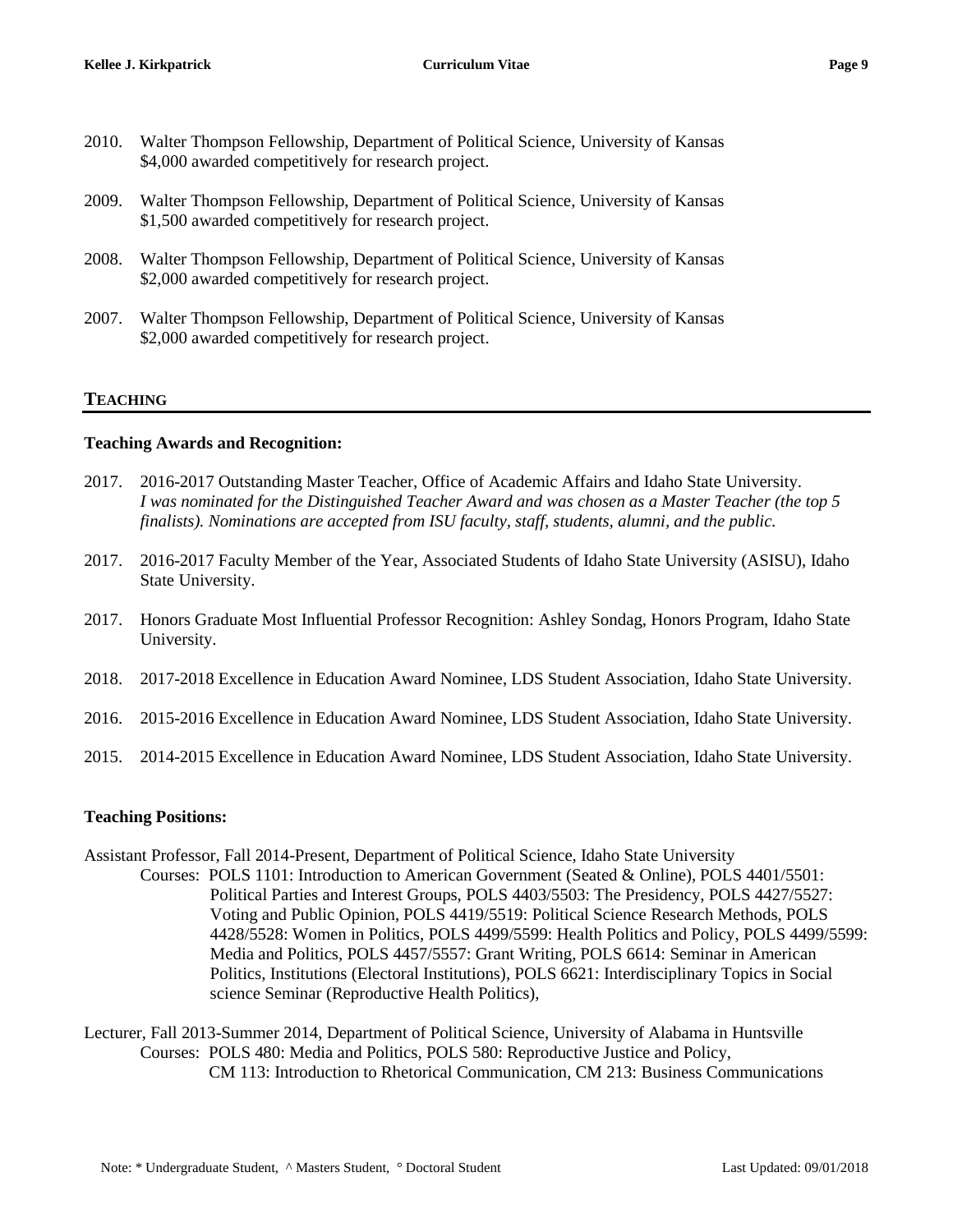2010. Walter Thompson Fellowship, Department of Political Science, University of Kansas
$4,000 awarded competitively for research project.

2009. Walter Thompson Fellowship, Department of Political Science, University of Kansas
$1,500 awarded competitively for research project.

2008. Walter Thompson Fellowship, Department of Political Science, University of Kansas
$2,000 awarded competitively for research project.

2007. Walter Thompson Fellowship, Department of Political Science, University of Kansas
$2,000 awarded competitively for research project.

## TEACHING

**Teaching Awards and Recognition:**

2017. 2016-2017 Outstanding Master Teacher, Office of Academic Affairs and Idaho State University.
*I was nominated for the Distinguished Teacher Award and was chosen as a Master Teacher (the top 5 finalists). Nominations are accepted from ISU faculty, staff, students, alumni, and the public.*

2017. 2016-2017 Faculty Member of the Year, Associated Students of Idaho State University (ASISU), Idaho State University.

2017. Honors Graduate Most Influential Professor Recognition: Ashley Sondag, Honors Program, Idaho State University.

2018. 2017-2018 Excellence in Education Award Nominee, LDS Student Association, Idaho State University.

2016. 2015-2016 Excellence in Education Award Nominee, LDS Student Association, Idaho State University.

2015. 2014-2015 Excellence in Education Award Nominee, LDS Student Association, Idaho State University.

**Teaching Positions:**

Assistant Professor, Fall 2014-Present, Department of Political Science, Idaho State University
Courses: POLS 1101: Introduction to American Government (Seated & Online), POLS 4401/5501: Political Parties and Interest Groups, POLS 4403/5503: The Presidency, POLS 4427/5527: Voting and Public Opinion, POLS 4419/5519: Political Science Research Methods, POLS 4428/5528: Women in Politics, POLS 4499/5599: Health Politics and Policy, POLS 4499/5599: Media and Politics, POLS 4457/5557: Grant Writing, POLS 6614: Seminar in American Politics, Institutions (Electoral Institutions), POLS 6621: Interdisciplinary Topics in Social science Seminar (Reproductive Health Politics),

Lecturer, Fall 2013-Summer 2014, Department of Political Science, University of Alabama in Huntsville
Courses: POLS 480: Media and Politics, POLS 580: Reproductive Justice and Policy, CM 113: Introduction to Rhetorical Communication, CM 213: Business Communications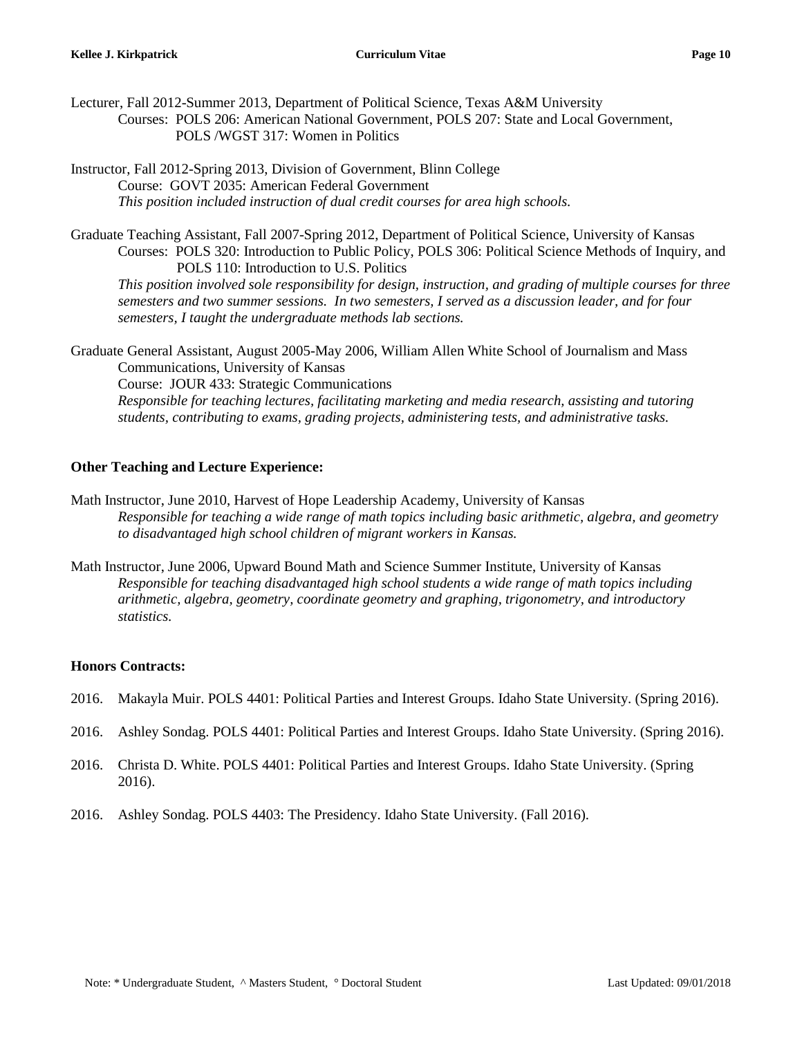Lecturer, Fall 2012-Summer 2013, Department of Political Science, Texas A&M University
Courses: POLS 206: American National Government, POLS 207: State and Local Government, POLS /WGST 317: Women in Politics

Instructor, Fall 2012-Spring 2013, Division of Government, Blinn College
Course: GOVT 2035: American Federal Government
*This position included instruction of dual credit courses for area high schools.*

Graduate Teaching Assistant, Fall 2007-Spring 2012, Department of Political Science, University of Kansas
Courses: POLS 320: Introduction to Public Policy, POLS 306: Political Science Methods of Inquiry, and POLS 110: Introduction to U.S. Politics
*This position involved sole responsibility for design, instruction, and grading of multiple courses for three semesters and two summer sessions. In two semesters, I served as a discussion leader, and for four semesters, I taught the undergraduate methods lab sections.*

Graduate General Assistant, August 2005-May 2006, William Allen White School of Journalism and Mass Communications, University of Kansas
Course: JOUR 433: Strategic Communications
*Responsible for teaching lectures, facilitating marketing and media research, assisting and tutoring students, contributing to exams, grading projects, administering tests, and administrative tasks.*

**Other Teaching and Lecture Experience:**

Math Instructor, June 2010, Harvest of Hope Leadership Academy, University of Kansas
*Responsible for teaching a wide range of math topics including basic arithmetic, algebra, and geometry to disadvantaged high school children of migrant workers in Kansas.*

Math Instructor, June 2006, Upward Bound Math and Science Summer Institute, University of Kansas
*Responsible for teaching disadvantaged high school students a wide range of math topics including arithmetic, algebra, geometry, coordinate geometry and graphing, trigonometry, and introductory statistics.*

**Honors Contracts:**

2016. Makayla Muir. POLS 4401: Political Parties and Interest Groups. Idaho State University. (Spring 2016).

2016. Ashley Sondag. POLS 4401: Political Parties and Interest Groups. Idaho State University. (Spring 2016).

2016. Christa D. White. POLS 4401: Political Parties and Interest Groups. Idaho State University. (Spring 2016).

2016. Ashley Sondag. POLS 4403: The Presidency. Idaho State University. (Fall 2016).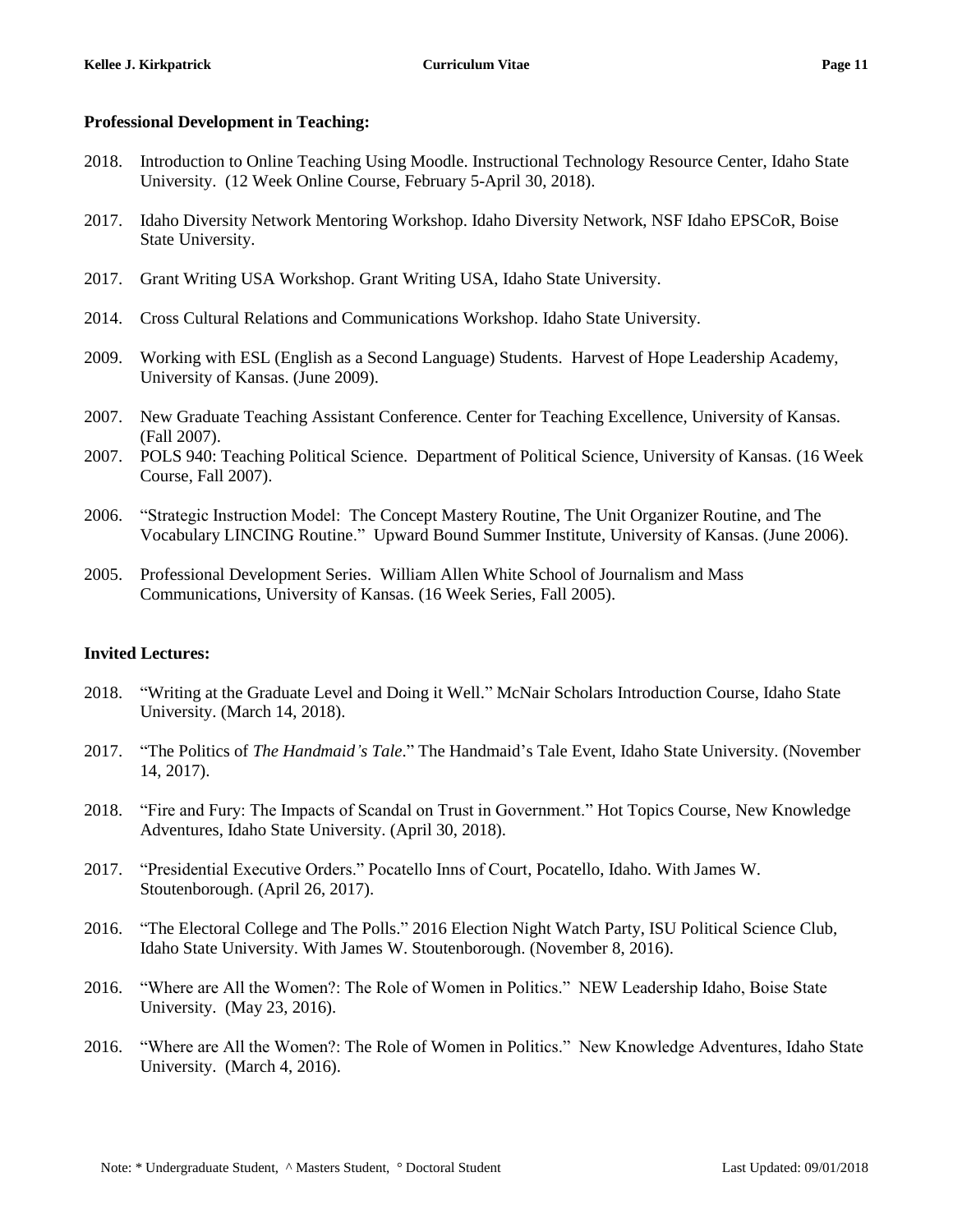**Professional Development in Teaching:**

2018. Introduction to Online Teaching Using Moodle. Instructional Technology Resource Center, Idaho State University. (12 Week Online Course, February 5-April 30, 2018).

2017. Idaho Diversity Network Mentoring Workshop. Idaho Diversity Network, NSF Idaho EPSCoR, Boise State University.

2017. Grant Writing USA Workshop. Grant Writing USA, Idaho State University.

2014. Cross Cultural Relations and Communications Workshop. Idaho State University.

2009. Working with ESL (English as a Second Language) Students. Harvest of Hope Leadership Academy, University of Kansas. (June 2009).

2007. New Graduate Teaching Assistant Conference. Center for Teaching Excellence, University of Kansas. (Fall 2007).

2007. POLS 940: Teaching Political Science. Department of Political Science, University of Kansas. (16 Week Course, Fall 2007).

2006. "Strategic Instruction Model: The Concept Mastery Routine, The Unit Organizer Routine, and The Vocabulary LINCING Routine." Upward Bound Summer Institute, University of Kansas. (June 2006).

2005. Professional Development Series. William Allen White School of Journalism and Mass Communications, University of Kansas. (16 Week Series, Fall 2005).

**Invited Lectures:**

2018. "Writing at the Graduate Level and Doing it Well." McNair Scholars Introduction Course, Idaho State University. (March 14, 2018).

2017. "The Politics of *The Handmaid's Tale*." The Handmaid's Tale Event, Idaho State University. (November 14, 2017).

2018. "Fire and Fury: The Impacts of Scandal on Trust in Government." Hot Topics Course, New Knowledge Adventures, Idaho State University. (April 30, 2018).

2017. "Presidential Executive Orders." Pocatello Inns of Court, Pocatello, Idaho. With James W. Stoutenborough. (April 26, 2017).

2016. "The Electoral College and The Polls." 2016 Election Night Watch Party, ISU Political Science Club, Idaho State University. With James W. Stoutenborough. (November 8, 2016).

2016. "Where are All the Women?: The Role of Women in Politics." NEW Leadership Idaho, Boise State University. (May 23, 2016).

2016. "Where are All the Women?: The Role of Women in Politics." New Knowledge Adventures, Idaho State University. (March 4, 2016).

Note: * Undergraduate Student, ^ Masters Student, ° Doctoral Student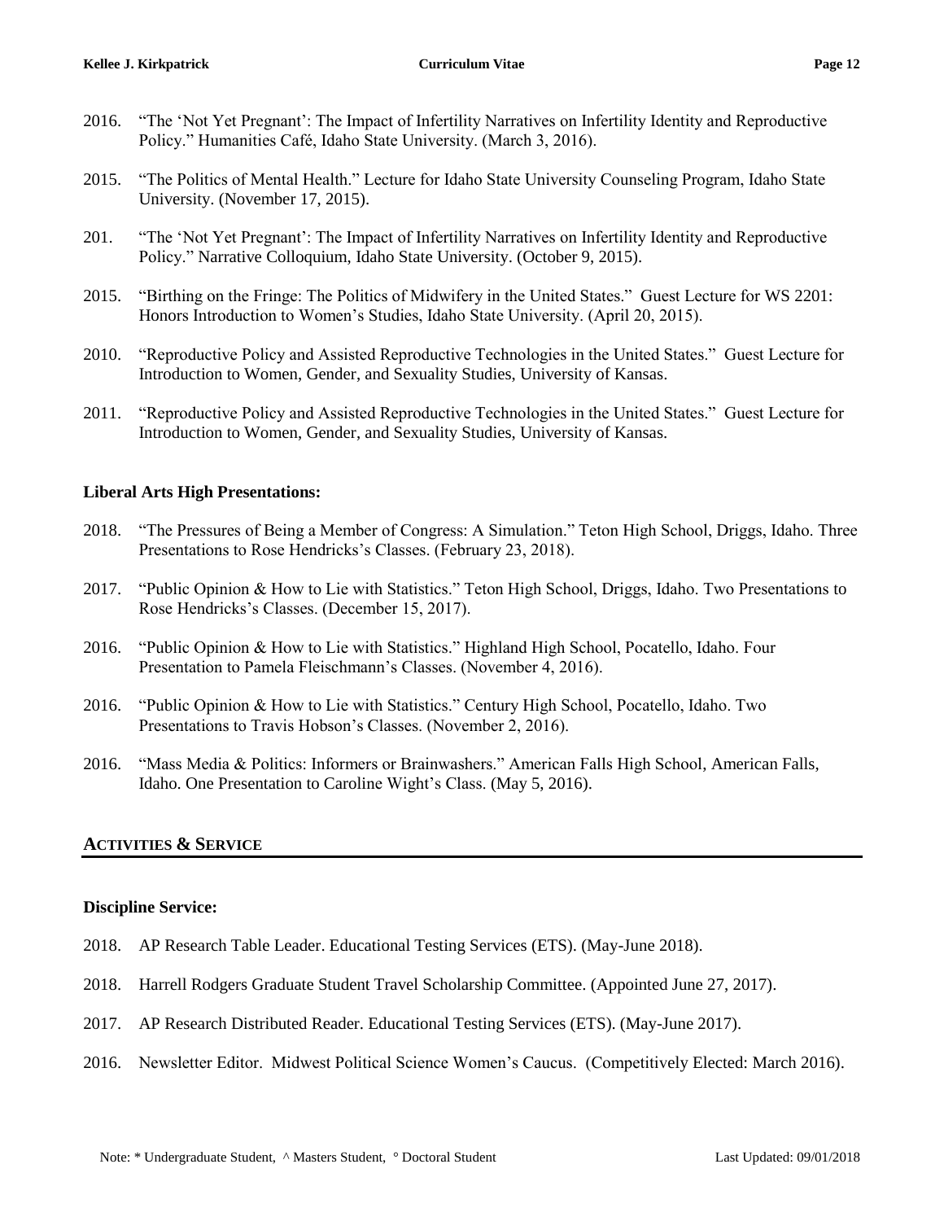2016. "The 'Not Yet Pregnant': The Impact of Infertility Narratives on Infertility Identity and Reproductive Policy." Humanities Café, Idaho State University. (March 3, 2016).

2015. "The Politics of Mental Health." Lecture for Idaho State University Counseling Program, Idaho State University. (November 17, 2015).

201. "The 'Not Yet Pregnant': The Impact of Infertility Narratives on Infertility Identity and Reproductive Policy." Narrative Colloquium, Idaho State University. (October 9, 2015).

2015. "Birthing on the Fringe: The Politics of Midwifery in the United States." Guest Lecture for WS 2201: Honors Introduction to Women's Studies, Idaho State University. (April 20, 2015).

2010. "Reproductive Policy and Assisted Reproductive Technologies in the United States." Guest Lecture for Introduction to Women, Gender, and Sexuality Studies, University of Kansas.

2011. "Reproductive Policy and Assisted Reproductive Technologies in the United States." Guest Lecture for Introduction to Women, Gender, and Sexuality Studies, University of Kansas.

**Liberal Arts High Presentations:**

2018. "The Pressures of Being a Member of Congress: A Simulation." Teton High School, Driggs, Idaho. Three Presentations to Rose Hendricks's Classes. (February 23, 2018).

2017. "Public Opinion & How to Lie with Statistics." Teton High School, Driggs, Idaho. Two Presentations to Rose Hendricks's Classes. (December 15, 2017).

2016. "Public Opinion & How to Lie with Statistics." Highland High School, Pocatello, Idaho. Four Presentation to Pamela Fleischmann's Classes. (November 4, 2016).

2016. "Public Opinion & How to Lie with Statistics." Century High School, Pocatello, Idaho. Two Presentations to Travis Hobson's Classes. (November 2, 2016).

2016. "Mass Media & Politics: Informers or Brainwashers." American Falls High School, American Falls, Idaho. One Presentation to Caroline Wight's Class. (May 5, 2016).

## ACTIVITIES & SERVICE

**Discipline Service:**

2018. AP Research Table Leader. Educational Testing Services (ETS). (May-June 2018).

2018. Harrell Rodgers Graduate Student Travel Scholarship Committee. (Appointed June 27, 2017).

2017. AP Research Distributed Reader. Educational Testing Services (ETS). (May-June 2017).

2016. Newsletter Editor. Midwest Political Science Women's Caucus. (Competitively Elected: March 2016).

Note: * Undergraduate Student, ^ Masters Student, ° Doctoral Student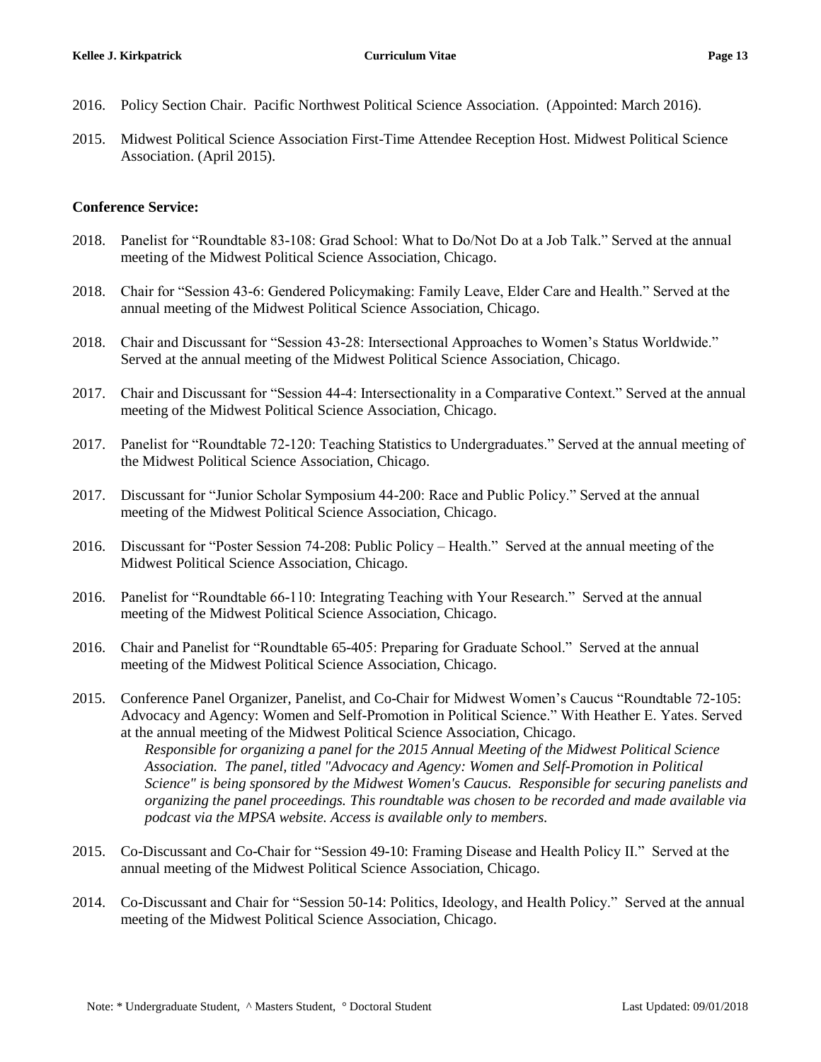2016. Policy Section Chair. Pacific Northwest Political Science Association. (Appointed: March 2016).

2015. Midwest Political Science Association First-Time Attendee Reception Host. Midwest Political Science Association. (April 2015).

**Conference Service:**

2018. Panelist for "Roundtable 83-108: Grad School: What to Do/Not Do at a Job Talk." Served at the annual meeting of the Midwest Political Science Association, Chicago.

2018. Chair for "Session 43-6: Gendered Policymaking: Family Leave, Elder Care and Health." Served at the annual meeting of the Midwest Political Science Association, Chicago.

2018. Chair and Discussant for "Session 43-28: Intersectional Approaches to Women's Status Worldwide." Served at the annual meeting of the Midwest Political Science Association, Chicago.

2017. Chair and Discussant for "Session 44-4: Intersectionality in a Comparative Context." Served at the annual meeting of the Midwest Political Science Association, Chicago.

2017. Panelist for "Roundtable 72-120: Teaching Statistics to Undergraduates." Served at the annual meeting of the Midwest Political Science Association, Chicago.

2017. Discussant for "Junior Scholar Symposium 44-200: Race and Public Policy." Served at the annual meeting of the Midwest Political Science Association, Chicago.

2016. Discussant for "Poster Session 74-208: Public Policy – Health." Served at the annual meeting of the Midwest Political Science Association, Chicago.

2016. Panelist for "Roundtable 66-110: Integrating Teaching with Your Research." Served at the annual meeting of the Midwest Political Science Association, Chicago.

2016. Chair and Panelist for "Roundtable 65-405: Preparing for Graduate School." Served at the annual meeting of the Midwest Political Science Association, Chicago.

2015. Conference Panel Organizer, Panelist, and Co-Chair for Midwest Women's Caucus "Roundtable 72-105: Advocacy and Agency: Women and Self-Promotion in Political Science." With Heather E. Yates. Served at the annual meeting of the Midwest Political Science Association, Chicago.
*Responsible for organizing a panel for the 2015 Annual Meeting of the Midwest Political Science Association. The panel, titled "Advocacy and Agency: Women and Self-Promotion in Political Science" is being sponsored by the Midwest Women's Caucus. Responsible for securing panelists and organizing the panel proceedings. This roundtable was chosen to be recorded and made available via podcast via the MPSA website. Access is available only to members.*

2015. Co-Discussant and Co-Chair for "Session 49-10: Framing Disease and Health Policy II." Served at the annual meeting of the Midwest Political Science Association, Chicago.

2014. Co-Discussant and Chair for "Session 50-14: Politics, Ideology, and Health Policy." Served at the annual meeting of the Midwest Political Science Association, Chicago.

Note: * Undergraduate Student, ^ Masters Student, ° Doctoral Student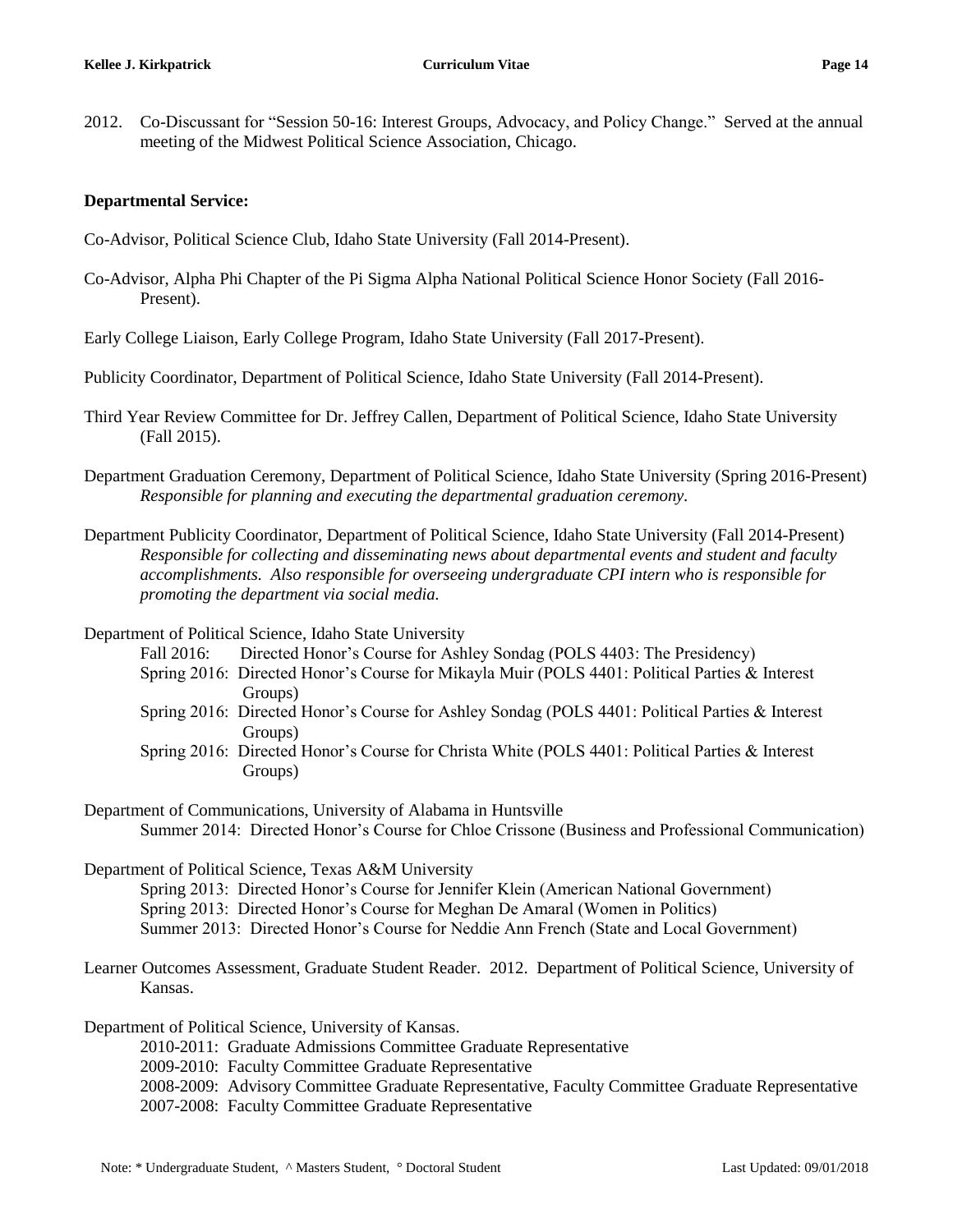2012. Co-Discussant for "Session 50-16: Interest Groups, Advocacy, and Policy Change." Served at the annual meeting of the Midwest Political Science Association, Chicago.

**Departmental Service:**

Co-Advisor, Political Science Club, Idaho State University (Fall 2014-Present).

Co-Advisor, Alpha Phi Chapter of the Pi Sigma Alpha National Political Science Honor Society (Fall 2016-Present).

Early College Liaison, Early College Program, Idaho State University (Fall 2017-Present).

Publicity Coordinator, Department of Political Science, Idaho State University (Fall 2014-Present).

Third Year Review Committee for Dr. Jeffrey Callen, Department of Political Science, Idaho State University (Fall 2015).

Department Graduation Ceremony, Department of Political Science, Idaho State University (Spring 2016-Present)
*Responsible for planning and executing the departmental graduation ceremony.*

Department Publicity Coordinator, Department of Political Science, Idaho State University (Fall 2014-Present)
*Responsible for collecting and disseminating news about departmental events and student and faculty accomplishments. Also responsible for overseeing undergraduate CPI intern who is responsible for promoting the department via social media.*

Department of Political Science, Idaho State University
- Fall 2016: Directed Honor's Course for Ashley Sondag (POLS 4403: The Presidency)
- Spring 2016: Directed Honor's Course for Mikayla Muir (POLS 4401: Political Parties & Interest Groups)
- Spring 2016: Directed Honor's Course for Ashley Sondag (POLS 4401: Political Parties & Interest Groups)
- Spring 2016: Directed Honor's Course for Christa White (POLS 4401: Political Parties & Interest Groups)

Department of Communications, University of Alabama in Huntsville
- Summer 2014: Directed Honor's Course for Chloe Crissone (Business and Professional Communication)

Department of Political Science, Texas A&M University
- Spring 2013: Directed Honor's Course for Jennifer Klein (American National Government)
- Spring 2013: Directed Honor's Course for Meghan De Amaral (Women in Politics)
- Summer 2013: Directed Honor's Course for Neddie Ann French (State and Local Government)

Learner Outcomes Assessment, Graduate Student Reader. 2012. Department of Political Science, University of Kansas.

Department of Political Science, University of Kansas.
- 2010-2011: Graduate Admissions Committee Graduate Representative
- 2009-2010: Faculty Committee Graduate Representative
- 2008-2009: Advisory Committee Graduate Representative, Faculty Committee Graduate Representative
- 2007-2008: Faculty Committee Graduate Representative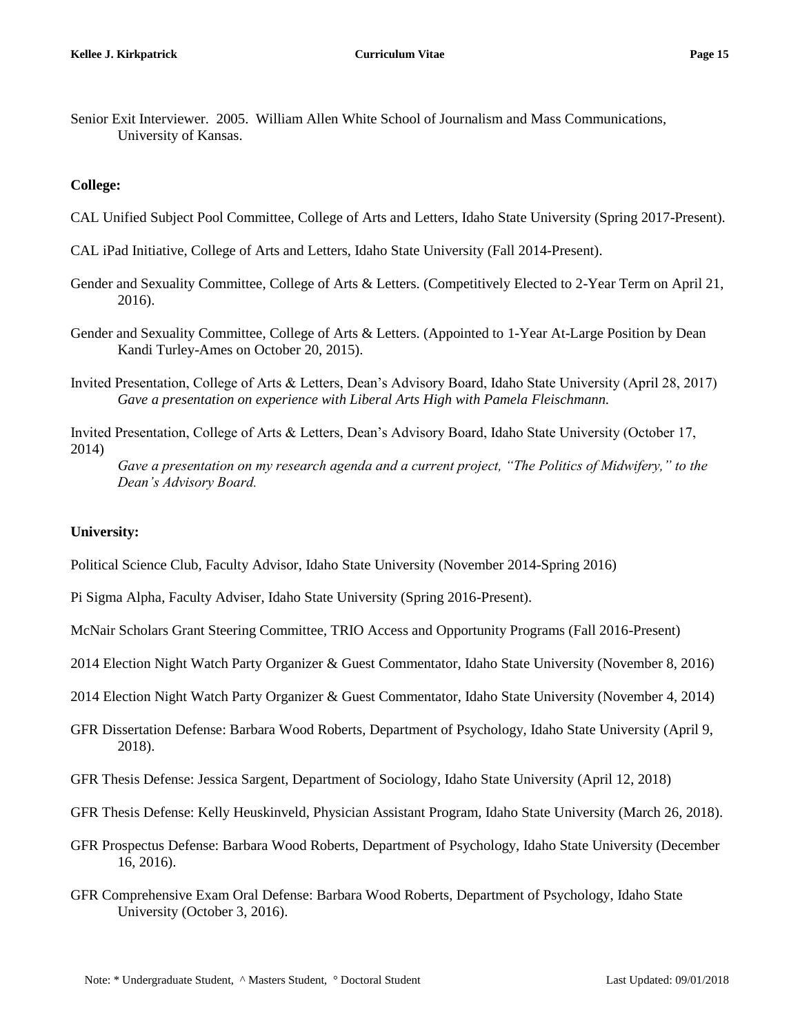Senior Exit Interviewer. 2005. William Allen White School of Journalism and Mass Communications, University of Kansas.

**College:**

CAL Unified Subject Pool Committee, College of Arts and Letters, Idaho State University (Spring 2017-Present).

CAL iPad Initiative, College of Arts and Letters, Idaho State University (Fall 2014-Present).

Gender and Sexuality Committee, College of Arts & Letters. (Competitively Elected to 2-Year Term on April 21, 2016).

Gender and Sexuality Committee, College of Arts & Letters. (Appointed to 1-Year At-Large Position by Dean Kandi Turley-Ames on October 20, 2015).

Invited Presentation, College of Arts & Letters, Dean's Advisory Board, Idaho State University (April 28, 2017)
*Gave a presentation on experience with Liberal Arts High with Pamela Fleischmann.*

Invited Presentation, College of Arts & Letters, Dean's Advisory Board, Idaho State University (October 17, 2014)
*Gave a presentation on my research agenda and a current project, "The Politics of Midwifery," to the Dean's Advisory Board.*

**University:**

Political Science Club, Faculty Advisor, Idaho State University (November 2014-Spring 2016)

Pi Sigma Alpha, Faculty Adviser, Idaho State University (Spring 2016-Present).

McNair Scholars Grant Steering Committee, TRIO Access and Opportunity Programs (Fall 2016-Present)

2014 Election Night Watch Party Organizer & Guest Commentator, Idaho State University (November 8, 2016)

2014 Election Night Watch Party Organizer & Guest Commentator, Idaho State University (November 4, 2014)

GFR Dissertation Defense: Barbara Wood Roberts, Department of Psychology, Idaho State University (April 9, 2018).

GFR Thesis Defense: Jessica Sargent, Department of Sociology, Idaho State University (April 12, 2018)

GFR Thesis Defense: Kelly Heuskinveld, Physician Assistant Program, Idaho State University (March 26, 2018).

GFR Prospectus Defense: Barbara Wood Roberts, Department of Psychology, Idaho State University (December 16, 2016).

GFR Comprehensive Exam Oral Defense: Barbara Wood Roberts, Department of Psychology, Idaho State University (October 3, 2016).

Note: * Undergraduate Student, ^ Masters Student, ° Doctoral Student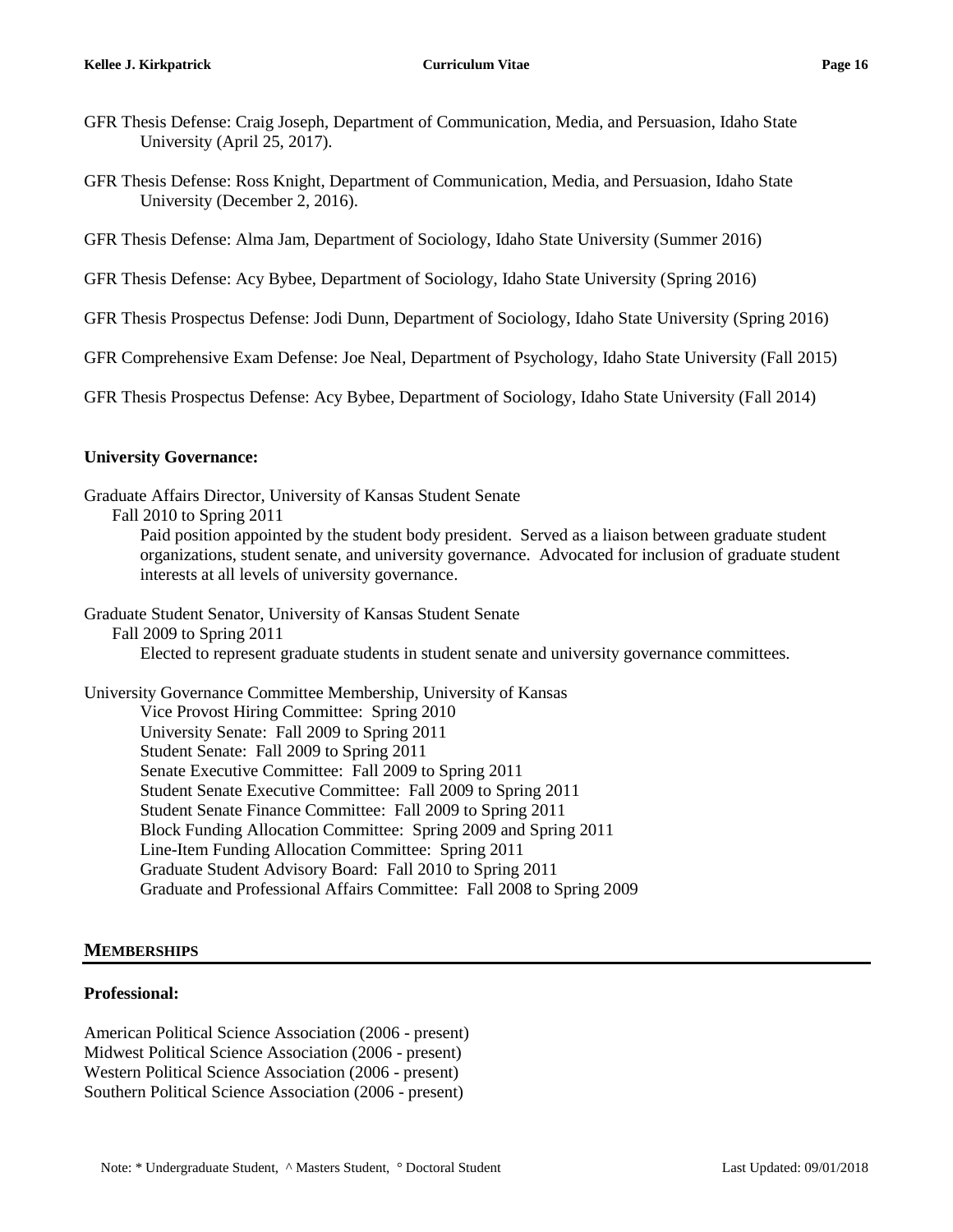GFR Thesis Defense: Craig Joseph, Department of Communication, Media, and Persuasion, Idaho State University (April 25, 2017).

GFR Thesis Defense: Ross Knight, Department of Communication, Media, and Persuasion, Idaho State University (December 2, 2016).

GFR Thesis Defense: Alma Jam, Department of Sociology, Idaho State University (Summer 2016)

GFR Thesis Defense: Acy Bybee, Department of Sociology, Idaho State University (Spring 2016)

GFR Thesis Prospectus Defense: Jodi Dunn, Department of Sociology, Idaho State University (Spring 2016)

GFR Comprehensive Exam Defense: Joe Neal, Department of Psychology, Idaho State University (Fall 2015)

GFR Thesis Prospectus Defense: Acy Bybee, Department of Sociology, Idaho State University (Fall 2014)

**University Governance:**

Graduate Affairs Director, University of Kansas Student Senate
Fall 2010 to Spring 2011
Paid position appointed by the student body president. Served as a liaison between graduate student organizations, student senate, and university governance. Advocated for inclusion of graduate student interests at all levels of university governance.

Graduate Student Senator, University of Kansas Student Senate
Fall 2009 to Spring 2011
Elected to represent graduate students in student senate and university governance committees.

University Governance Committee Membership, University of Kansas
Vice Provost Hiring Committee: Spring 2010
University Senate: Fall 2009 to Spring 2011
Student Senate: Fall 2009 to Spring 2011
Senate Executive Committee: Fall 2009 to Spring 2011
Student Senate Executive Committee: Fall 2009 to Spring 2011
Student Senate Finance Committee: Fall 2009 to Spring 2011
Block Funding Allocation Committee: Spring 2009 and Spring 2011
Line-Item Funding Allocation Committee: Spring 2011
Graduate Student Advisory Board: Fall 2010 to Spring 2011
Graduate and Professional Affairs Committee: Fall 2008 to Spring 2009

## MEMBERSHIPS

**Professional:**

American Political Science Association (2006 - present)
Midwest Political Science Association (2006 - present)
Western Political Science Association (2006 - present)
Southern Political Science Association (2006 - present)

Note: * Undergraduate Student, ^ Masters Student, ° Doctoral Student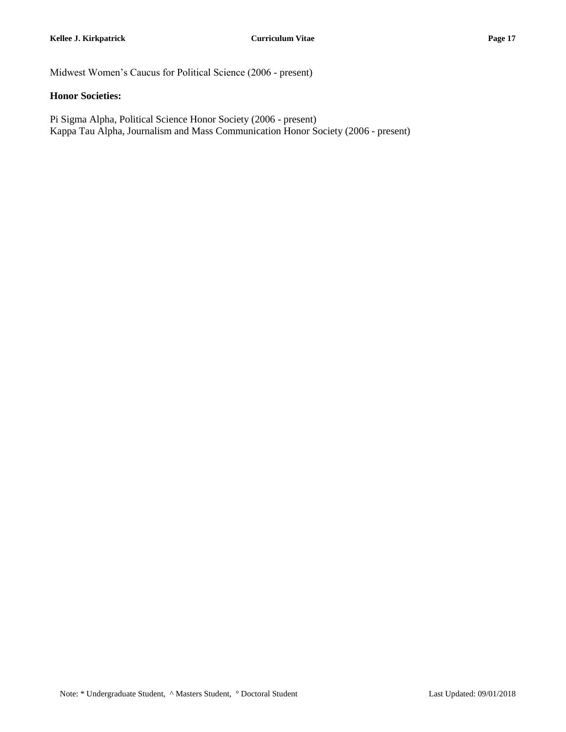Midwest Women's Caucus for Political Science (2006 - present)

**Honor Societies:**

Pi Sigma Alpha, Political Science Honor Society (2006 - present)
Kappa Tau Alpha, Journalism and Mass Communication Honor Society (2006 - present)